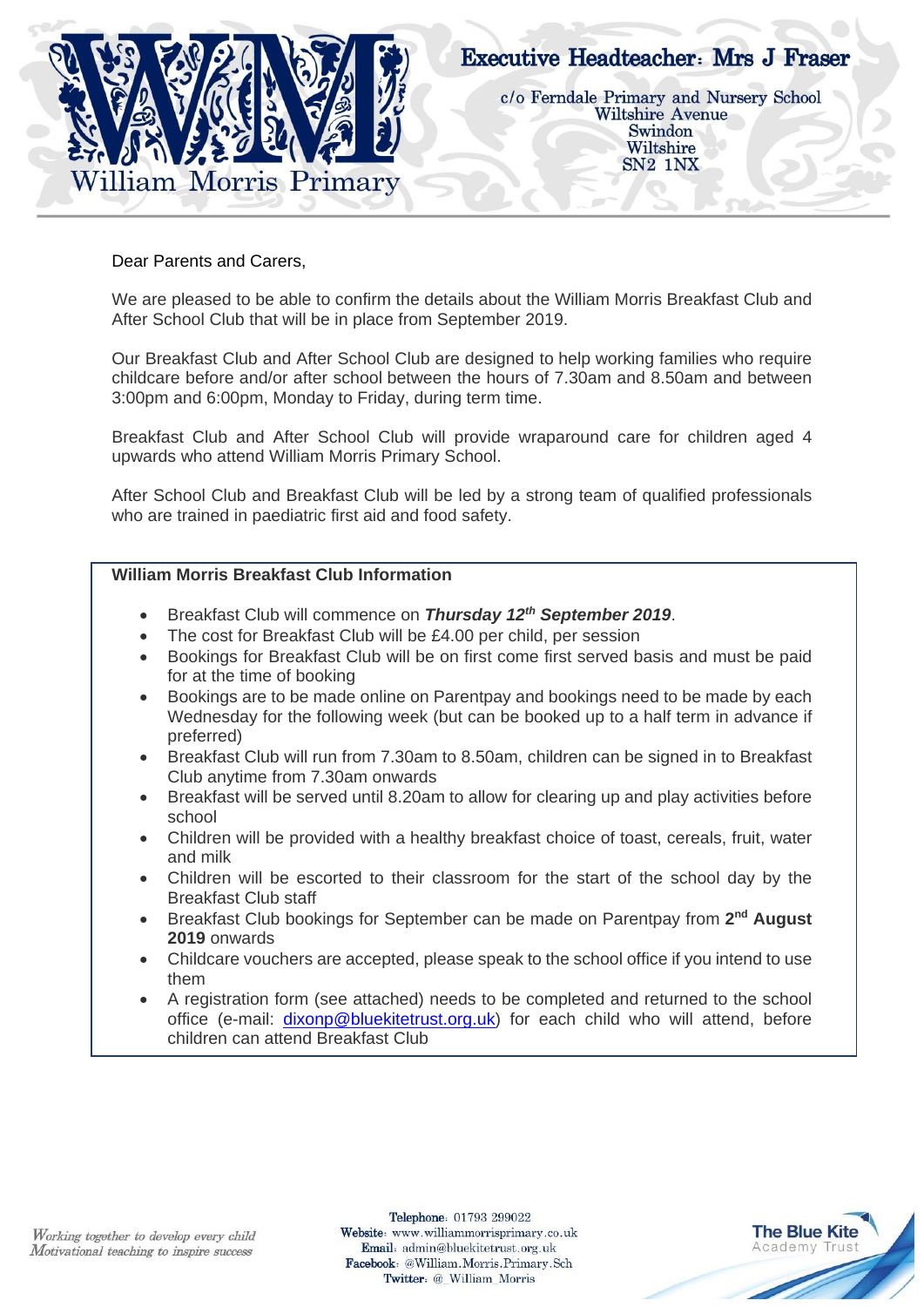William Morris Primary

**Executive Headteacher: Mrs J Fraser**

c/o Ferndale Primary and Nursery School
Wiltshire Avenue
Swindon
Wiltshire
SN2 1NX

Dear Parents and Carers,

We are pleased to be able to confirm the details about the William Morris Breakfast Club and After School Club that will be in place from September 2019.

Our Breakfast Club and After School Club are designed to help working families who require childcare before and/or after school between the hours of 7.30am and 8.50am and between 3:00pm and 6:00pm, Monday to Friday, during term time.

Breakfast Club and After School Club will provide wraparound care for children aged 4 upwards who attend William Morris Primary School.

After School Club and Breakfast Club will be led by a strong team of qualified professionals who are trained in paediatric first aid and food safety.

**William Morris Breakfast Club Information**

- Breakfast Club will commence on ***Thursday 12th September 2019***.
- The cost for Breakfast Club will be £4.00 per child, per session
- Bookings for Breakfast Club will be on first come first served basis and must be paid for at the time of booking
- Bookings are to be made online on Parentpay and bookings need to be made by each Wednesday for the following week (but can be booked up to a half term in advance if preferred)
- Breakfast Club will run from 7.30am to 8.50am, children can be signed in to Breakfast Club anytime from 7.30am onwards
- Breakfast will be served until 8.20am to allow for clearing up and play activities before school
- Children will be provided with a healthy breakfast choice of toast, cereals, fruit, water and milk
- Children will be escorted to their classroom for the start of the school day by the Breakfast Club staff
- Breakfast Club bookings for September can be made on Parentpay from **2nd August 2019** onwards
- Childcare vouchers are accepted, please speak to the school office if you intend to use them
- A registration form (see attached) needs to be completed and returned to the school office (e-mail: dixonp@bluekitetrust.org.uk) for each child who will attend, before children can attend Breakfast Club

*Working together to develop every child*
*Motivational teaching to inspire success*

**Telephone**: 01793 299022
**Website**: www.williammorrisprimary.co.uk
**Email**: admin@bluekitetrust.org.uk
**Facebook**: @William.Morris.Primary.Sch
**Twitter**: @_William_Morris

The Blue Kite Academy Trust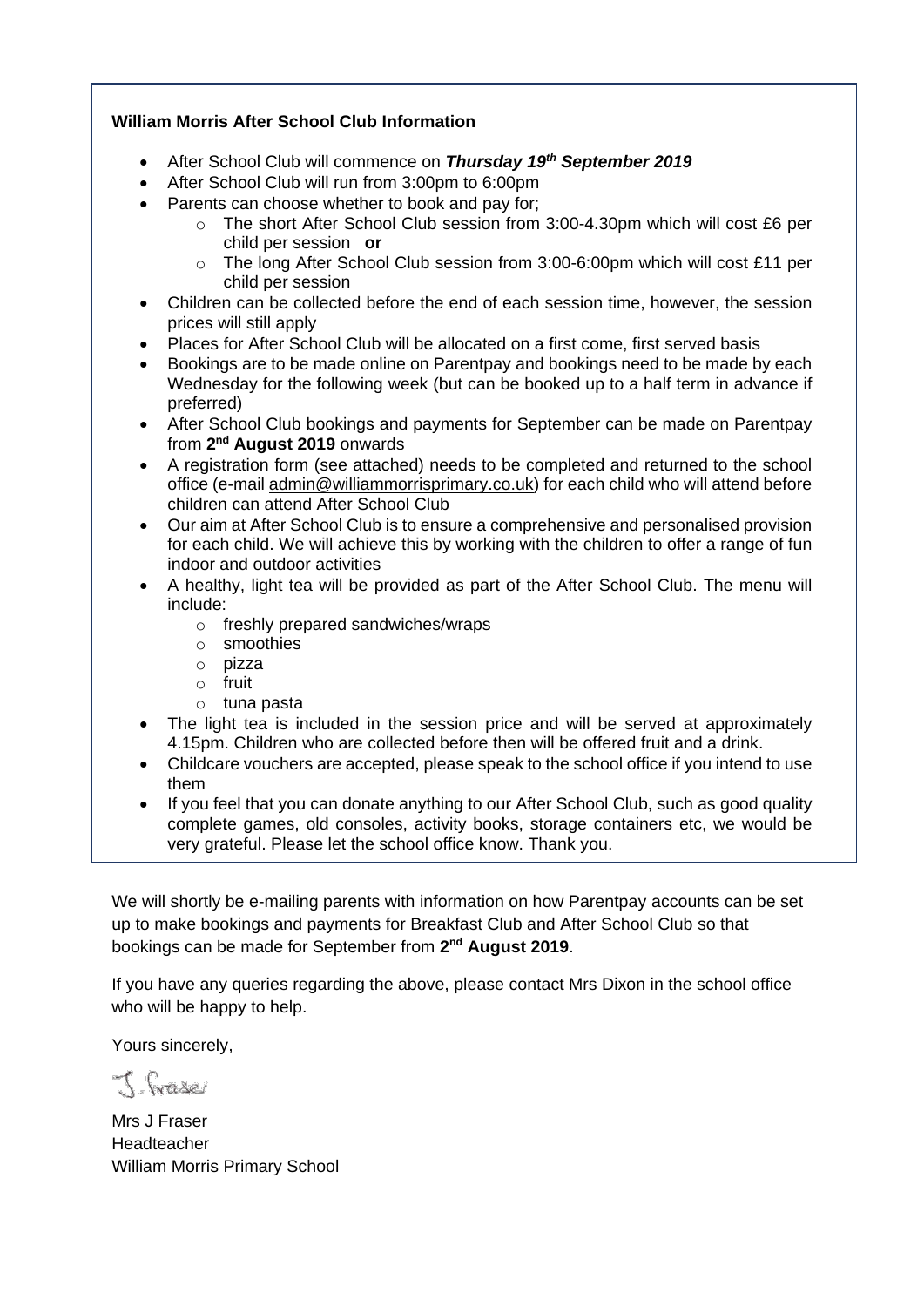**William Morris After School Club Information**

- After School Club will commence on ***Thursday 19th September 2019***
- After School Club will run from 3:00pm to 6:00pm
- Parents can choose whether to book and pay for;
    - The short After School Club session from 3:00-4.30pm which will cost £6 per child per session **or**
    - The long After School Club session from 3:00-6:00pm which will cost £11 per child per session
- Children can be collected before the end of each session time, however, the session prices will still apply
- Places for After School Club will be allocated on a first come, first served basis
- Bookings are to be made online on Parentpay and bookings need to be made by each Wednesday for the following week (but can be booked up to a half term in advance if preferred)
- After School Club bookings and payments for September can be made on Parentpay from **2nd August 2019** onwards
- A registration form (see attached) needs to be completed and returned to the school office (e-mail admin@williammorrisprimary.co.uk) for each child who will attend before children can attend After School Club
- Our aim at After School Club is to ensure a comprehensive and personalised provision for each child. We will achieve this by working with the children to offer a range of fun indoor and outdoor activities
- A healthy, light tea will be provided as part of the After School Club. The menu will include:
    - freshly prepared sandwiches/wraps
    - smoothies
    - pizza
    - fruit
    - tuna pasta
- The light tea is included in the session price and will be served at approximately 4.15pm. Children who are collected before then will be offered fruit and a drink.
- Childcare vouchers are accepted, please speak to the school office if you intend to use them
- If you feel that you can donate anything to our After School Club, such as good quality complete games, old consoles, activity books, storage containers etc, we would be very grateful. Please let the school office know. Thank you.

We will shortly be e-mailing parents with information on how Parentpay accounts can be set up to make bookings and payments for Breakfast Club and After School Club so that bookings can be made for September from **2nd August 2019**.

If you have any queries regarding the above, please contact Mrs Dixon in the school office who will be happy to help.

Yours sincerely,

J. Fraser

Mrs J Fraser
Headteacher
William Morris Primary School